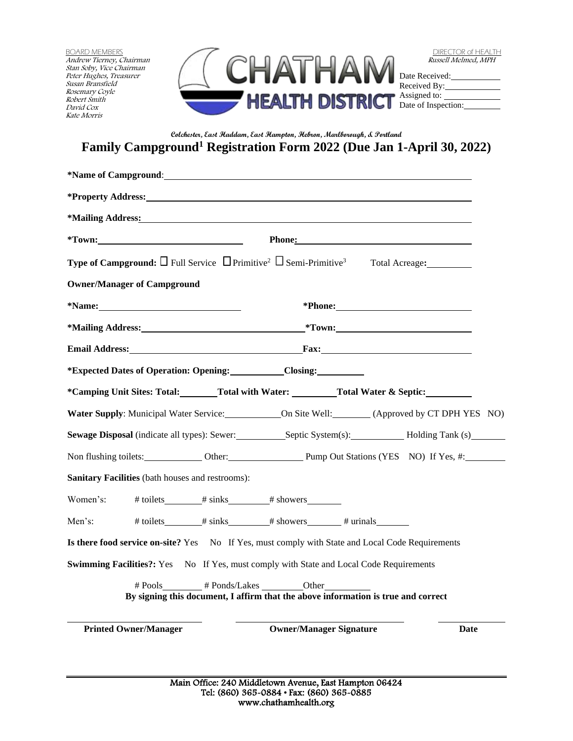BOARD MEMBERS
*Andrew Tierney, Chairman*
*Stan Soby, Vice Chairman*
*Peter Hughes, Treasurer*
*Susan Bransfield*
*Rosemary Coyle*
*Robert Smith*
*David Cox*
*Kate Morris*

CHATHAM HEALTH DISTRICT

DIRECTOR of HEALTH
*Russell Melmed, MPH*

Date Received: ___________
Received By: ___________
Assigned to: ___________
Date of Inspection: ___________

**Colchester, East Haddam, East Hampton, Hebron, Marlborough, & Portland**

# Family Campground[1] Registration Form 2022 (Due Jan 1-April 30, 2022)

**\*Name of Campground**: ___________________________________________

**\*Property Address:** ___________________________________________

**\*Mailing Address:** ___________________________________________

**\*Town:** ____________________ **Phone:** ____________________

**Type of Campground:** ☐ Full Service ☐ Primitive[2] ☐ Semi-Primitive[3] Total Acreage: ________

**Owner/Manager of Campground**

**\*Name:** ____________________ **\*Phone:** ____________________

**\*Mailing Address:** ____________________ **\*Town:** ____________________

**Email Address:** ____________________ **Fax:** ____________________

**\*Expected Dates of Operation: Opening:** __________ **Closing:** __________

**\*Camping Unit Sites: Total:** ________ **Total with Water:** ________ **Total Water & Septic:** ________

**Water Supply**: Municipal Water Service: __________ On Site Well: ________ (Approved by CT DPH YES NO)

**Sewage Disposal** (indicate all types): Sewer: ________ Septic System(s): ________ Holding Tank (s) ________

Non flushing toilets: ________ Other: ________ Pump Out Stations (YES NO) If Yes, #: ________

**Sanitary Facilities** (bath houses and restrooms):

Women's: # toilets ________ # sinks ________ # showers ________

Men's: # toilets ________ # sinks ________ # showers ________ # urinals ________

**Is there food service on-site?** Yes No If Yes, must comply with State and Local Code Requirements

**Swimming Facilities?:** Yes No If Yes, must comply with State and Local Code Requirements

# Pools ________ # Ponds/Lakes ________ Other ________

**By signing this document, I affirm that the above information is true and correct**

| **Printed Owner/Manager** | **Owner/Manager Signature** | **Date** |
|---|---|---|

Main Office: 240 Middletown Avenue, East Hampton 06424
Tel: (860) 365-0884 • Fax: (860) 365-0885
www.chathamhealth.org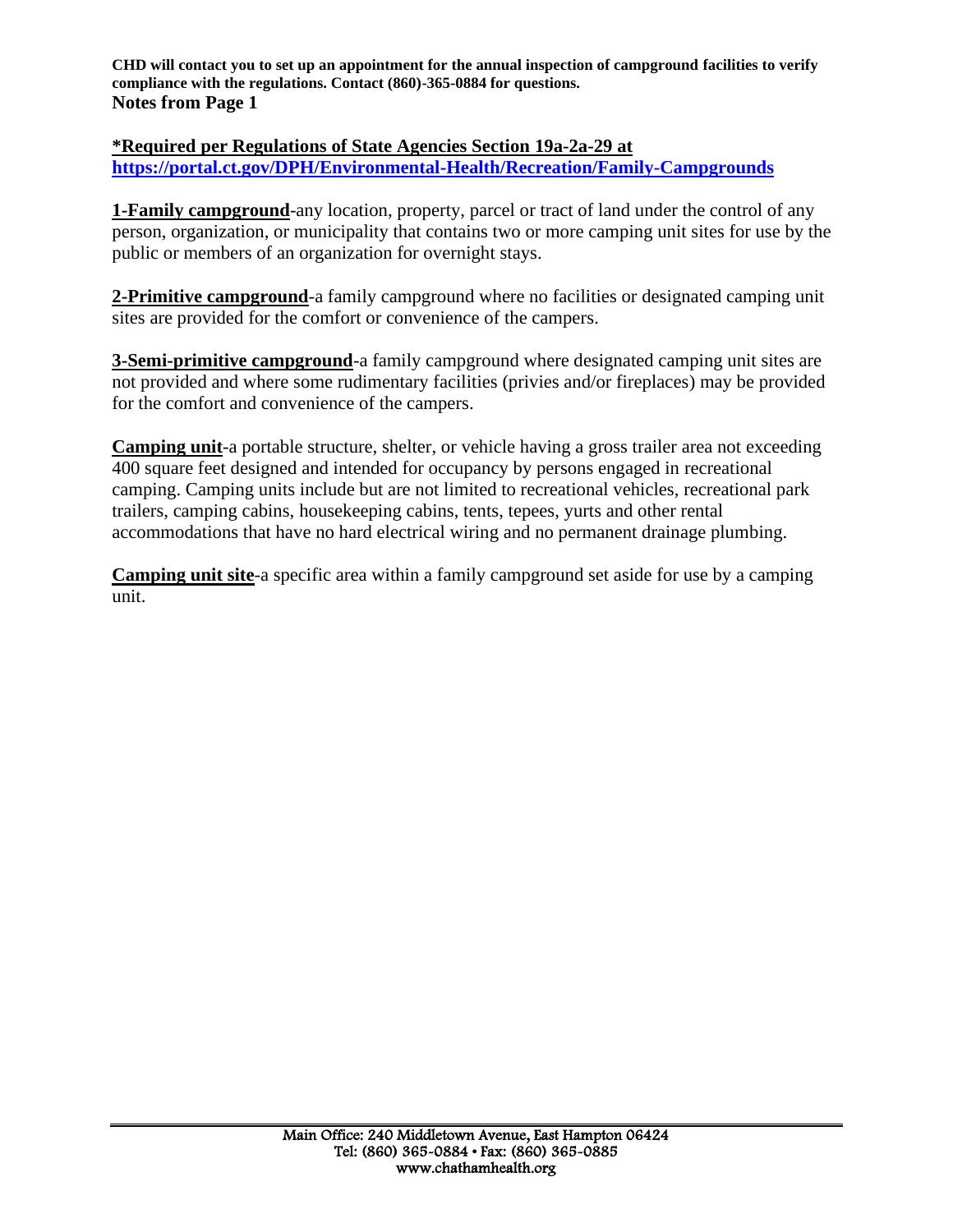**CHD will contact you to set up an appointment for the annual inspection of campground facilities to verify compliance with the regulations. Contact (860)-365-0884 for questions.**

**Notes from Page 1**

**\*Required per Regulations of State Agencies Section 19a-2a-29 at https://portal.ct.gov/DPH/Environmental-Health/Recreation/Family-Campgrounds**

**1-Family campground**-any location, property, parcel or tract of land under the control of any person, organization, or municipality that contains two or more camping unit sites for use by the public or members of an organization for overnight stays.

**2-Primitive campground**-a family campground where no facilities or designated camping unit sites are provided for the comfort or convenience of the campers.

**3-Semi-primitive campground**-a family campground where designated camping unit sites are not provided and where some rudimentary facilities (privies and/or fireplaces) may be provided for the comfort and convenience of the campers.

**Camping unit**-a portable structure, shelter, or vehicle having a gross trailer area not exceeding 400 square feet designed and intended for occupancy by persons engaged in recreational camping. Camping units include but are not limited to recreational vehicles, recreational park trailers, camping cabins, housekeeping cabins, tents, tepees, yurts and other rental accommodations that have no hard electrical wiring and no permanent drainage plumbing.

**Camping unit site**-a specific area within a family campground set aside for use by a camping unit.

Main Office: 240 Middletown Avenue, East Hampton 06424
Tel: (860) 365-0884 • Fax: (860) 365-0885
www.chathamhealth.org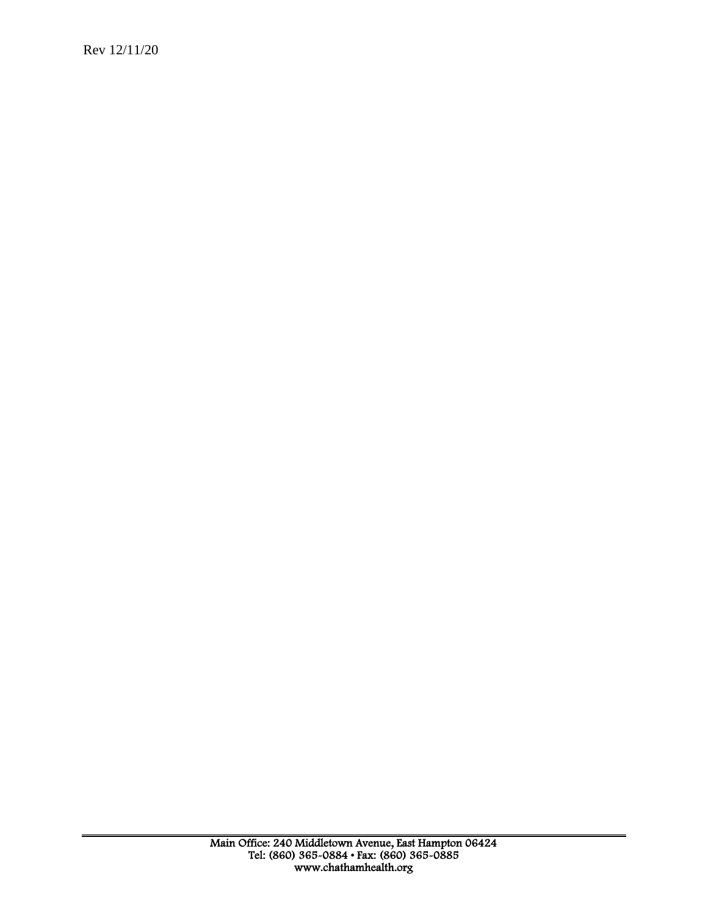Rev 12/11/20